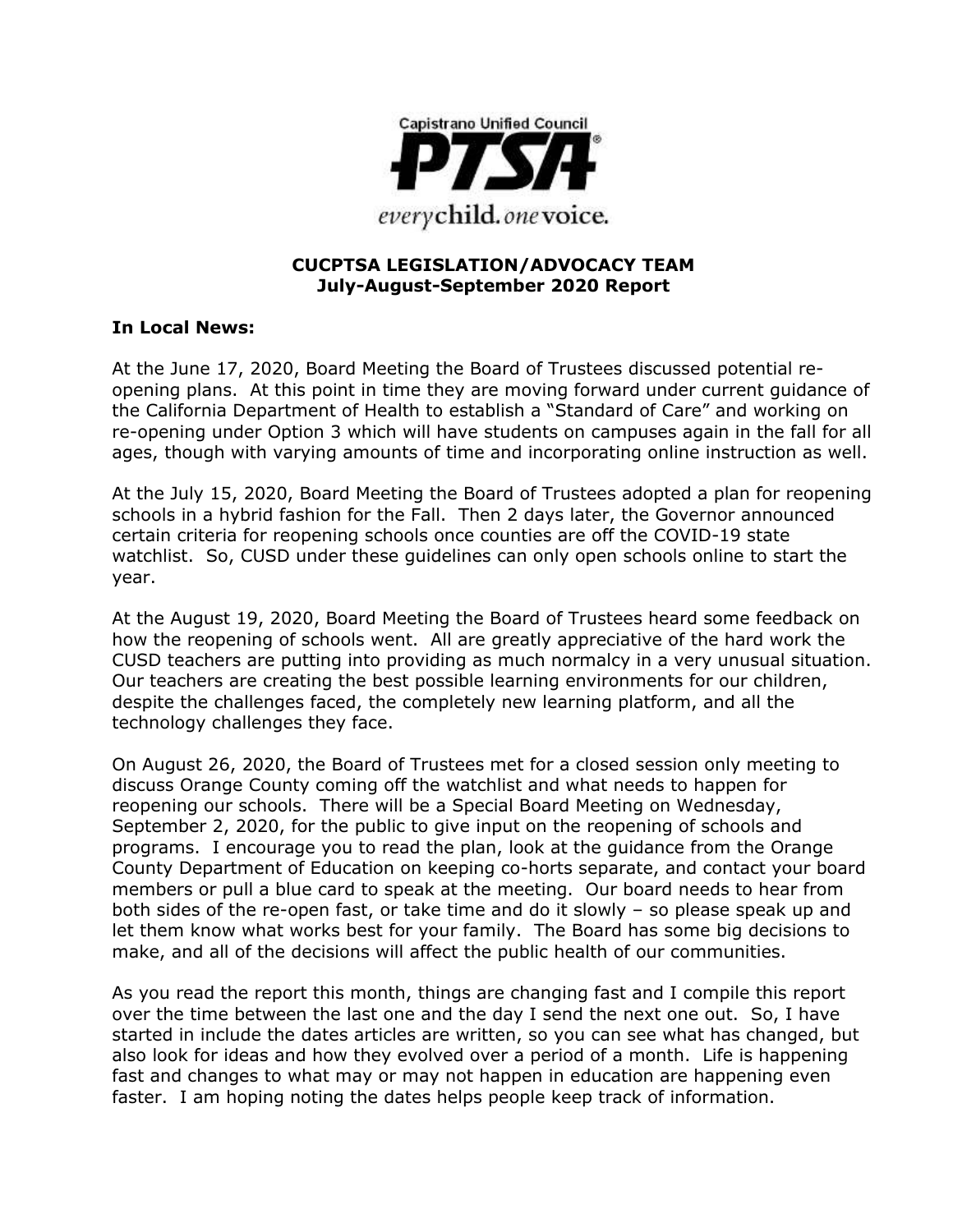Capistrano Unified Council

PTSA

*every*child. *one*voice.

**CUCPTSA LEGISLATION/ADVOCACY TEAM**
**July-August-September 2020 Report**

### In Local News:

At the June 17, 2020, Board Meeting the Board of Trustees discussed potential re-opening plans. At this point in time they are moving forward under current guidance of the California Department of Health to establish a "Standard of Care" and working on re-opening under Option 3 which will have students on campuses again in the fall for all ages, though with varying amounts of time and incorporating online instruction as well.

At the July 15, 2020, Board Meeting the Board of Trustees adopted a plan for reopening schools in a hybrid fashion for the Fall. Then 2 days later, the Governor announced certain criteria for reopening schools once counties are off the COVID-19 state watchlist. So, CUSD under these guidelines can only open schools online to start the year.

At the August 19, 2020, Board Meeting the Board of Trustees heard some feedback on how the reopening of schools went. All are greatly appreciative of the hard work the CUSD teachers are putting into providing as much normalcy in a very unusual situation. Our teachers are creating the best possible learning environments for our children, despite the challenges faced, the completely new learning platform, and all the technology challenges they face.

On August 26, 2020, the Board of Trustees met for a closed session only meeting to discuss Orange County coming off the watchlist and what needs to happen for reopening our schools. There will be a Special Board Meeting on Wednesday, September 2, 2020, for the public to give input on the reopening of schools and programs. I encourage you to read the plan, look at the guidance from the Orange County Department of Education on keeping co-horts separate, and contact your board members or pull a blue card to speak at the meeting. Our board needs to hear from both sides of the re-open fast, or take time and do it slowly – so please speak up and let them know what works best for your family. The Board has some big decisions to make, and all of the decisions will affect the public health of our communities.

As you read the report this month, things are changing fast and I compile this report over the time between the last one and the day I send the next one out. So, I have started in include the dates articles are written, so you can see what has changed, but also look for ideas and how they evolved over a period of a month. Life is happening fast and changes to what may or may not happen in education are happening even faster. I am hoping noting the dates helps people keep track of information.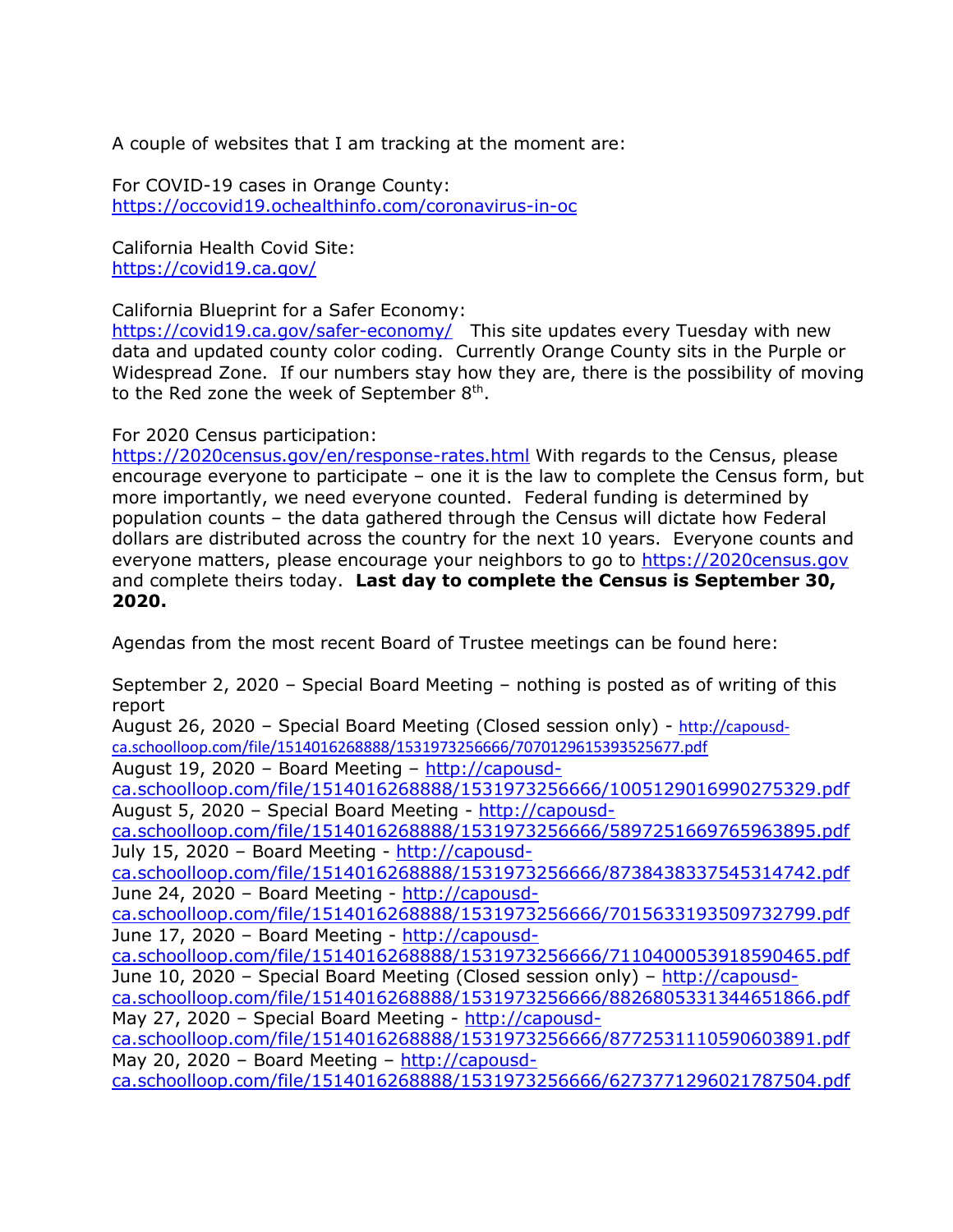A couple of websites that I am tracking at the moment are:

For COVID-19 cases in Orange County:
https://occovid19.ochealthinfo.com/coronavirus-in-oc

California Health Covid Site:
https://covid19.ca.gov/

California Blueprint for a Safer Economy:
https://covid19.ca.gov/safer-economy/ This site updates every Tuesday with new data and updated county color coding. Currently Orange County sits in the Purple or Widespread Zone. If our numbers stay how they are, there is the possibility of moving to the Red zone the week of September 8th.

For 2020 Census participation:
https://2020census.gov/en/response-rates.html With regards to the Census, please encourage everyone to participate – one it is the law to complete the Census form, but more importantly, we need everyone counted. Federal funding is determined by population counts – the data gathered through the Census will dictate how Federal dollars are distributed across the country for the next 10 years. Everyone counts and everyone matters, please encourage your neighbors to go to https://2020census.gov and complete theirs today. **Last day to complete the Census is September 30, 2020.**

Agendas from the most recent Board of Trustee meetings can be found here:

September 2, 2020 – Special Board Meeting – nothing is posted as of writing of this report
August 26, 2020 – Special Board Meeting (Closed session only) - http://capousd-ca.schoolloop.com/file/1514016268888/1531973256666/7070129615393525677.pdf
August 19, 2020 – Board Meeting – http://capousd-ca.schoolloop.com/file/1514016268888/1531973256666/1005129016990275329.pdf
August 5, 2020 – Special Board Meeting - http://capousd-ca.schoolloop.com/file/1514016268888/1531973256666/5897251669765963895.pdf
July 15, 2020 – Board Meeting - http://capousd-ca.schoolloop.com/file/1514016268888/1531973256666/8738438337545314742.pdf
June 24, 2020 – Board Meeting - http://capousd-ca.schoolloop.com/file/1514016268888/1531973256666/7015633193509732799.pdf
June 17, 2020 – Board Meeting - http://capousd-ca.schoolloop.com/file/1514016268888/1531973256666/7110400053918590465.pdf
June 10, 2020 – Special Board Meeting (Closed session only) – http://capousd-ca.schoolloop.com/file/1514016268888/1531973256666/8826805331344651866.pdf
May 27, 2020 – Special Board Meeting - http://capousd-ca.schoolloop.com/file/1514016268888/1531973256666/8772531110590603891.pdf
May 20, 2020 – Board Meeting – http://capousd-ca.schoolloop.com/file/1514016268888/1531973256666/6273771296021787504.pdf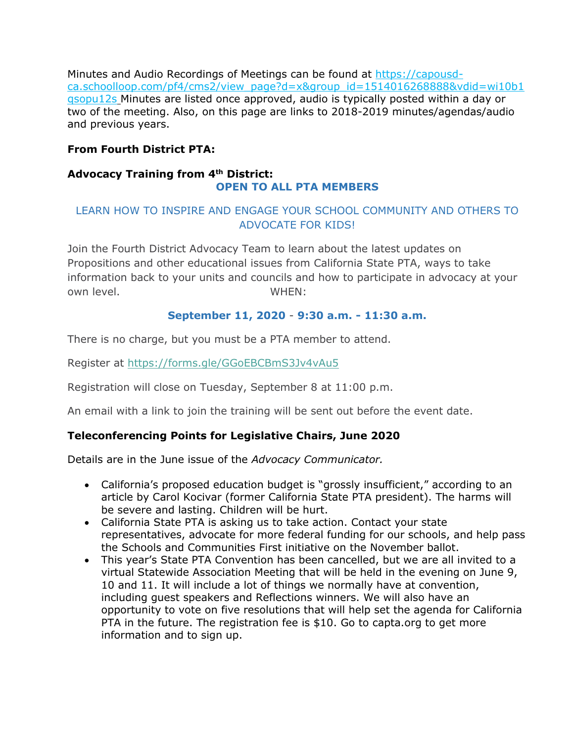Minutes and Audio Recordings of Meetings can be found at https://capousd-ca.schoolloop.com/pf4/cms2/view_page?d=x&group_id=1514016268888&vdid=wi10b1qsopu12s Minutes are listed once approved, audio is typically posted within a day or two of the meeting. Also, on this page are links to 2018-2019 minutes/agendas/audio and previous years.

**From Fourth District PTA:**

**Advocacy Training from 4th District:**

**OPEN TO ALL PTA MEMBERS**

LEARN HOW TO INSPIRE AND ENGAGE YOUR SCHOOL COMMUNITY AND OTHERS TO ADVOCATE FOR KIDS!

Join the Fourth District Advocacy Team to learn about the latest updates on Propositions and other educational issues from California State PTA, ways to take information back to your units and councils and how to participate in advocacy at your own level. WHEN:

**September 11, 2020 - 9:30 a.m. - 11:30 a.m.**

There is no charge, but you must be a PTA member to attend.

Register at https://forms.gle/GGoEBCBmS3Jv4vAu5

Registration will close on Tuesday, September 8 at 11:00 p.m.

An email with a link to join the training will be sent out before the event date.

**Teleconferencing Points for Legislative Chairs, June 2020**

Details are in the June issue of the *Advocacy Communicator.*

- California's proposed education budget is "grossly insufficient," according to an article by Carol Kocivar (former California State PTA president). The harms will be severe and lasting. Children will be hurt.
- California State PTA is asking us to take action. Contact your state representatives, advocate for more federal funding for our schools, and help pass the Schools and Communities First initiative on the November ballot.
- This year's State PTA Convention has been cancelled, but we are all invited to a virtual Statewide Association Meeting that will be held in the evening on June 9, 10 and 11. It will include a lot of things we normally have at convention, including guest speakers and Reflections winners. We will also have an opportunity to vote on five resolutions that will help set the agenda for California PTA in the future. The registration fee is $10. Go to capta.org to get more information and to sign up.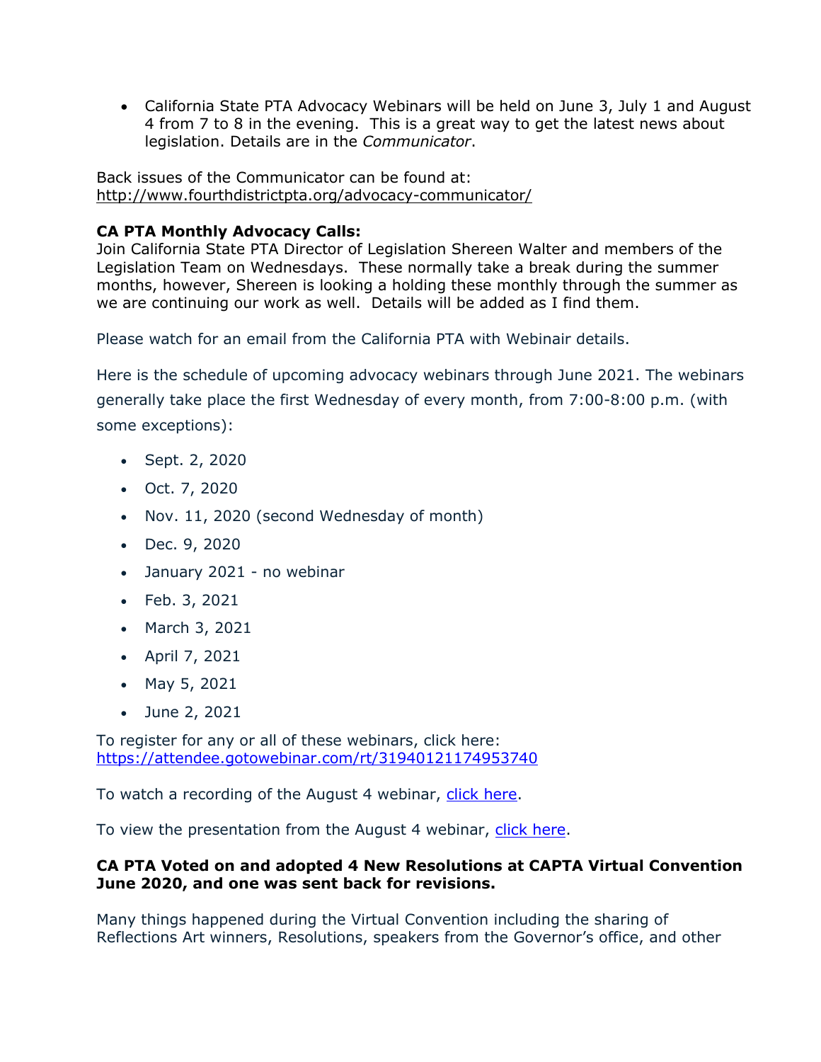- California State PTA Advocacy Webinars will be held on June 3, July 1 and August 4 from 7 to 8 in the evening. This is a great way to get the latest news about legislation. Details are in the *Communicator*.

Back issues of the Communicator can be found at: http://www.fourthdistrictpta.org/advocacy-communicator/

**CA PTA Monthly Advocacy Calls:**
Join California State PTA Director of Legislation Shereen Walter and members of the Legislation Team on Wednesdays. These normally take a break during the summer months, however, Shereen is looking a holding these monthly through the summer as we are continuing our work as well. Details will be added as I find them.

Please watch for an email from the California PTA with Webinair details.

Here is the schedule of upcoming advocacy webinars through June 2021. The webinars generally take place the first Wednesday of every month, from 7:00-8:00 p.m. (with some exceptions):

- Sept. 2, 2020
- Oct. 7, 2020
- Nov. 11, 2020 (second Wednesday of month)
- Dec. 9, 2020
- January 2021 - no webinar
- Feb. 3, 2021
- March 3, 2021
- April 7, 2021
- May 5, 2021
- June 2, 2021

To register for any or all of these webinars, click here: https://attendee.gotowebinar.com/rt/31940121174953740

To watch a recording of the August 4 webinar, click here.

To view the presentation from the August 4 webinar, click here.

**CA PTA Voted on and adopted 4 New Resolutions at CAPTA Virtual Convention June 2020, and one was sent back for revisions.**

Many things happened during the Virtual Convention including the sharing of Reflections Art winners, Resolutions, speakers from the Governor's office, and other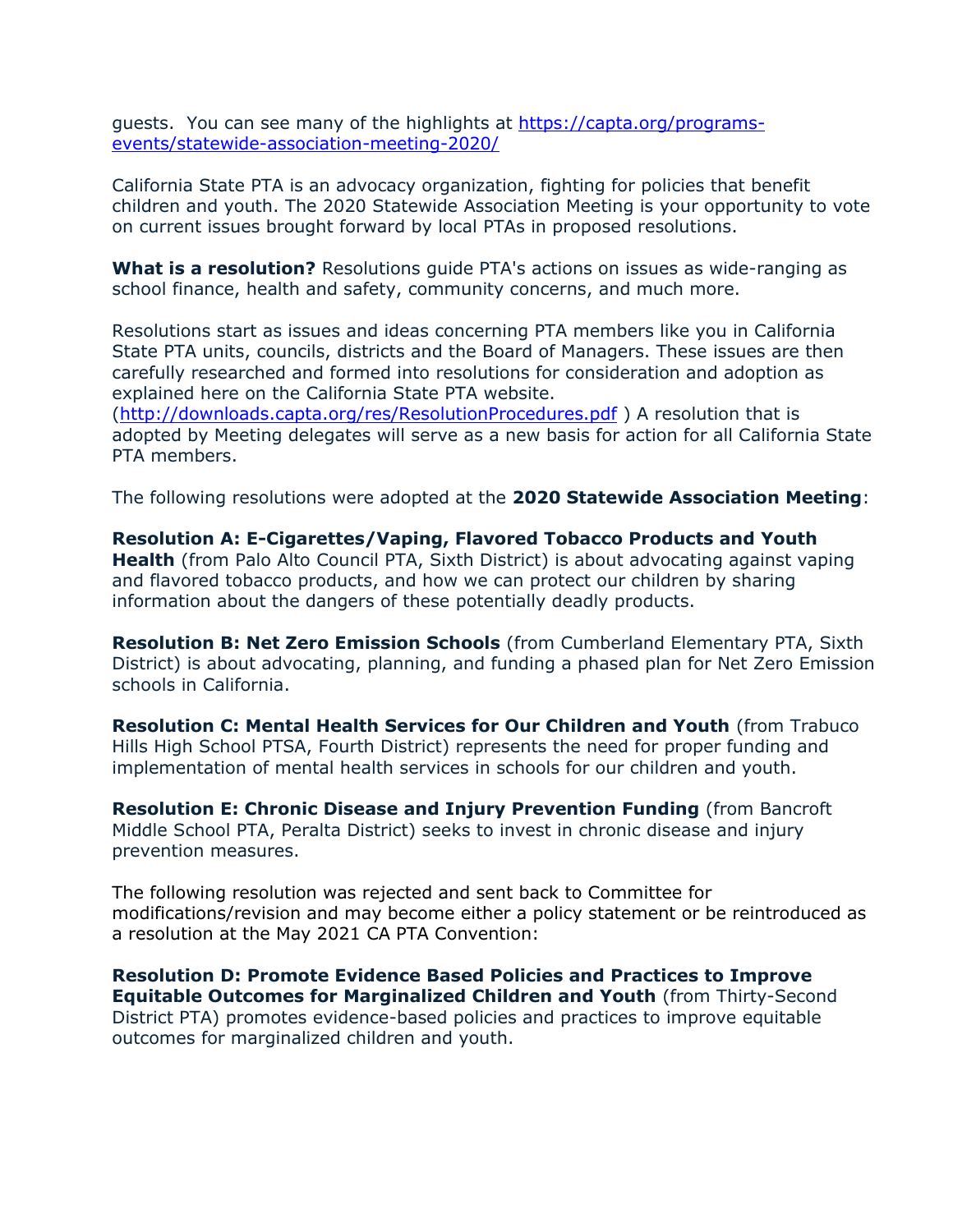guests. You can see many of the highlights at [https://capta.org/programs-events/statewide-association-meeting-2020/](https://capta.org/programs-events/statewide-association-meeting-2020/)

California State PTA is an advocacy organization, fighting for policies that benefit children and youth. The 2020 Statewide Association Meeting is your opportunity to vote on current issues brought forward by local PTAs in proposed resolutions.

**What is a resolution?** Resolutions guide PTA's actions on issues as wide-ranging as school finance, health and safety, community concerns, and much more.

Resolutions start as issues and ideas concerning PTA members like you in California State PTA units, councils, districts and the Board of Managers. These issues are then carefully researched and formed into resolutions for consideration and adoption as explained here on the California State PTA website. ([http://downloads.capta.org/res/ResolutionProcedures.pdf](http://downloads.capta.org/res/ResolutionProcedures.pdf) ) A resolution that is adopted by Meeting delegates will serve as a new basis for action for all California State PTA members.

The following resolutions were adopted at the **2020 Statewide Association Meeting**:

**Resolution A: E-Cigarettes/Vaping, Flavored Tobacco Products and Youth Health** (from Palo Alto Council PTA, Sixth District) is about advocating against vaping and flavored tobacco products, and how we can protect our children by sharing information about the dangers of these potentially deadly products.

**Resolution B: Net Zero Emission Schools** (from Cumberland Elementary PTA, Sixth District) is about advocating, planning, and funding a phased plan for Net Zero Emission schools in California.

**Resolution C: Mental Health Services for Our Children and Youth** (from Trabuco Hills High School PTSA, Fourth District) represents the need for proper funding and implementation of mental health services in schools for our children and youth.

**Resolution E: Chronic Disease and Injury Prevention Funding** (from Bancroft Middle School PTA, Peralta District) seeks to invest in chronic disease and injury prevention measures.

The following resolution was rejected and sent back to Committee for modifications/revision and may become either a policy statement or be reintroduced as a resolution at the May 2021 CA PTA Convention:

**Resolution D: Promote Evidence Based Policies and Practices to Improve Equitable Outcomes for Marginalized Children and Youth** (from Thirty-Second District PTA) promotes evidence-based policies and practices to improve equitable outcomes for marginalized children and youth.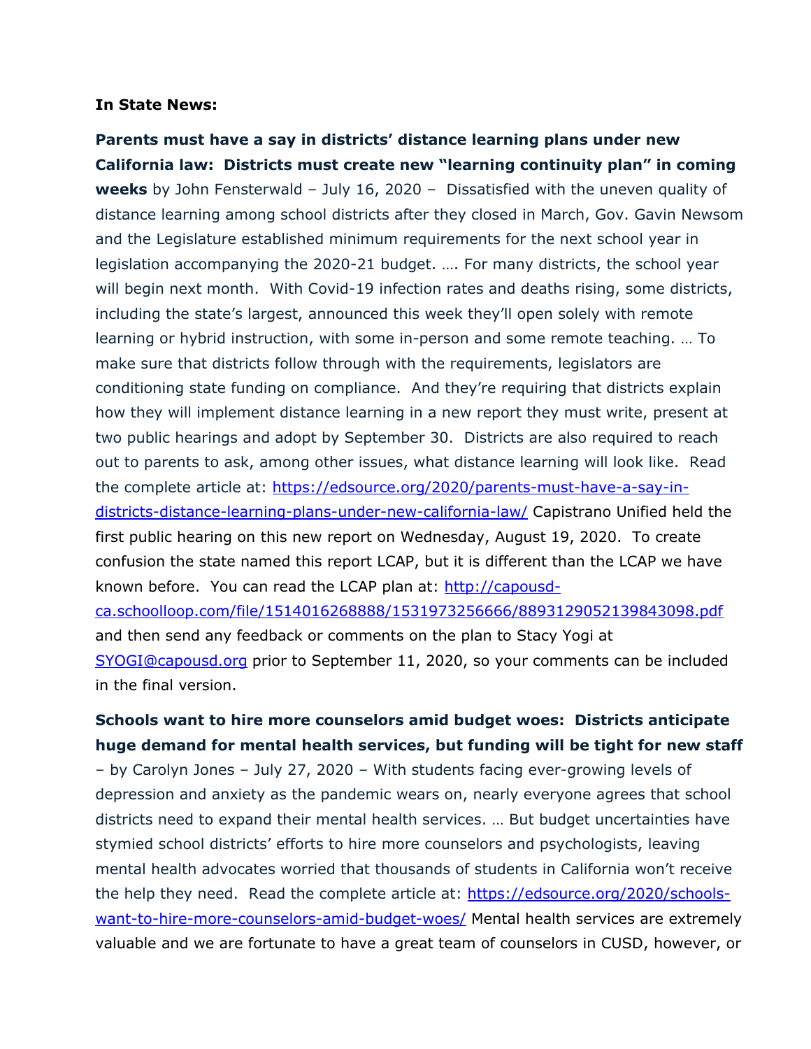**In State News:**

**Parents must have a say in districts' distance learning plans under new California law: Districts must create new "learning continuity plan" in coming weeks** by John Fensterwald – July 16, 2020 – Dissatisfied with the uneven quality of distance learning among school districts after they closed in March, Gov. Gavin Newsom and the Legislature established minimum requirements for the next school year in legislation accompanying the 2020-21 budget. …. For many districts, the school year will begin next month. With Covid-19 infection rates and deaths rising, some districts, including the state's largest, announced this week they'll open solely with remote learning or hybrid instruction, with some in-person and some remote teaching. … To make sure that districts follow through with the requirements, legislators are conditioning state funding on compliance. And they're requiring that districts explain how they will implement distance learning in a new report they must write, present at two public hearings and adopt by September 30. Districts are also required to reach out to parents to ask, among other issues, what distance learning will look like. Read the complete article at: [https://edsource.org/2020/parents-must-have-a-say-in-districts-distance-learning-plans-under-new-california-law/](https://edsource.org/2020/parents-must-have-a-say-in-districts-distance-learning-plans-under-new-california-law/) Capistrano Unified held the first public hearing on this new report on Wednesday, August 19, 2020. To create confusion the state named this report LCAP, but it is different than the LCAP we have known before. You can read the LCAP plan at: [http://capousd-ca.schoolloop.com/file/1514016268888/1531973256666/8893129052139843098.pdf](http://capousd-ca.schoolloop.com/file/1514016268888/1531973256666/8893129052139843098.pdf) and then send any feedback or comments on the plan to Stacy Yogi at [SYOGI@capousd.org](mailto:SYOGI@capousd.org) prior to September 11, 2020, so your comments can be included in the final version.

**Schools want to hire more counselors amid budget woes: Districts anticipate huge demand for mental health services, but funding will be tight for new staff** – by Carolyn Jones – July 27, 2020 – With students facing ever-growing levels of depression and anxiety as the pandemic wears on, nearly everyone agrees that school districts need to expand their mental health services. … But budget uncertainties have stymied school districts' efforts to hire more counselors and psychologists, leaving mental health advocates worried that thousands of students in California won't receive the help they need. Read the complete article at: [https://edsource.org/2020/schools-want-to-hire-more-counselors-amid-budget-woes/](https://edsource.org/2020/schools-want-to-hire-more-counselors-amid-budget-woes/) Mental health services are extremely valuable and we are fortunate to have a great team of counselors in CUSD, however, or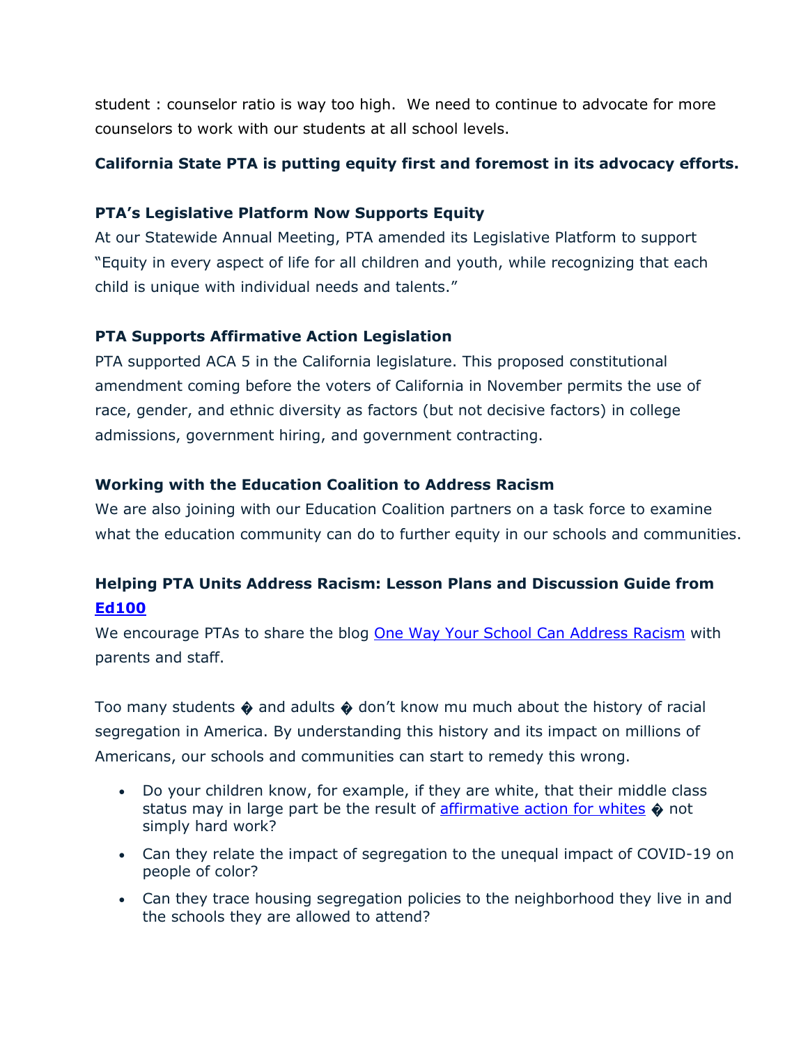student : counselor ratio is way too high.  We need to continue to advocate for more counselors to work with our students at all school levels.

**California State PTA is putting equity first and foremost in its advocacy efforts.**

### PTA's Legislative Platform Now Supports Equity

At our Statewide Annual Meeting, PTA amended its Legislative Platform to support "Equity in every aspect of life for all children and youth, while recognizing that each child is unique with individual needs and talents."

### PTA Supports Affirmative Action Legislation

PTA supported ACA 5 in the California legislature. This proposed constitutional amendment coming before the voters of California in November permits the use of race, gender, and ethnic diversity as factors (but not decisive factors) in college admissions, government hiring, and government contracting.

### Working with the Education Coalition to Address Racism

We are also joining with our Education Coalition partners on a task force to examine what the education community can do to further equity in our schools and communities.

### Helping PTA Units Address Racism: Lesson Plans and Discussion Guide from Ed100

We encourage PTAs to share the blog One Way Your School Can Address Racism with parents and staff.

Too many students � and adults � don't know mu much about the history of racial segregation in America. By understanding this history and its impact on millions of Americans, our schools and communities can start to remedy this wrong.

- Do your children know, for example, if they are white, that their middle class status may in large part be the result of affirmative action for whites � not simply hard work?
- Can they relate the impact of segregation to the unequal impact of COVID-19 on people of color?
- Can they trace housing segregation policies to the neighborhood they live in and the schools they are allowed to attend?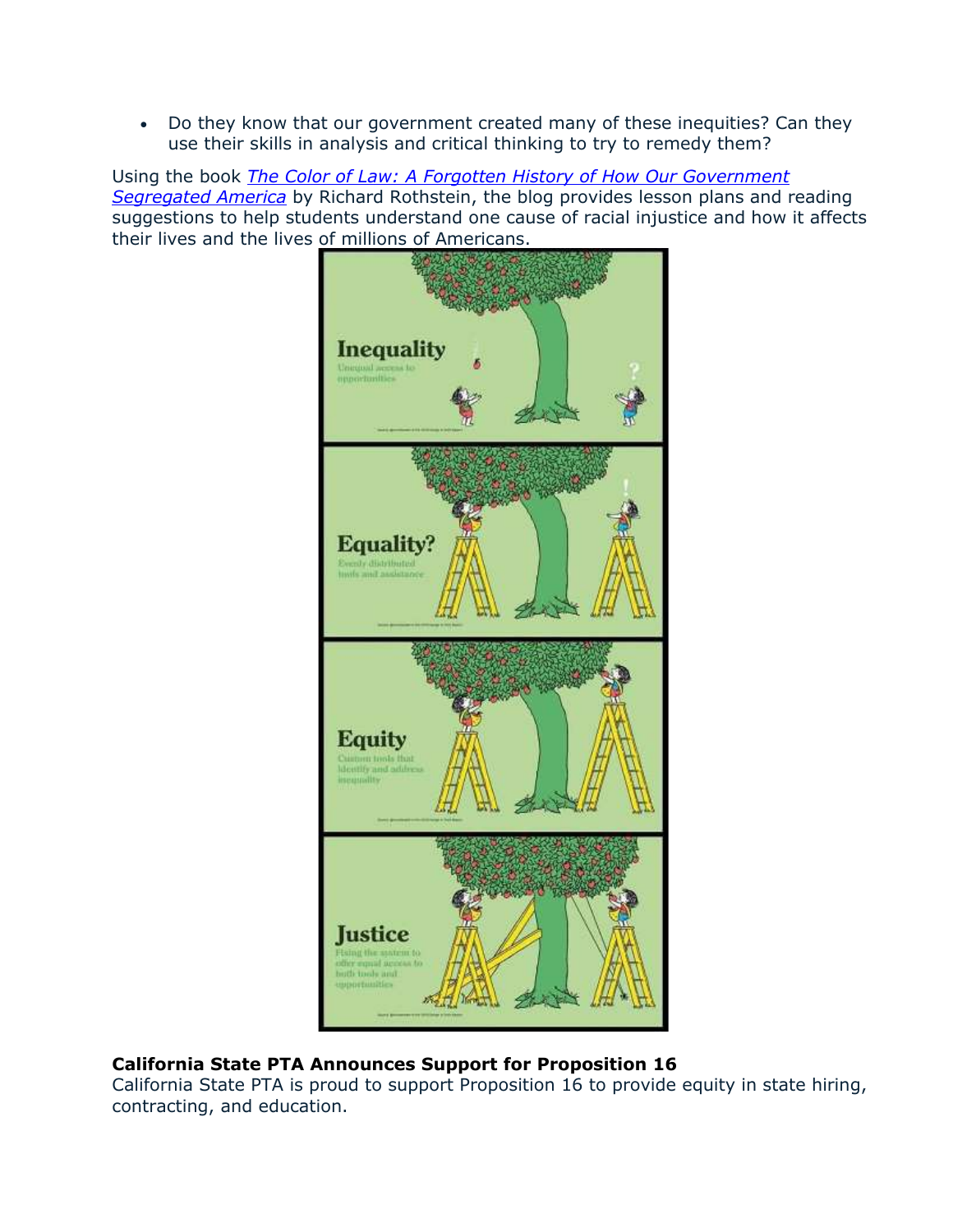- Do they know that our government created many of these inequities? Can they use their skills in analysis and critical thinking to try to remedy them?

Using the book *The Color of Law: A Forgotten History of How Our Government Segregated America* by Richard Rothstein, the blog provides lesson plans and reading suggestions to help students understand one cause of racial injustice and how it affects their lives and the lives of millions of Americans.

**California State PTA Announces Support for Proposition 16**
California State PTA is proud to support Proposition 16 to provide equity in state hiring, contracting, and education.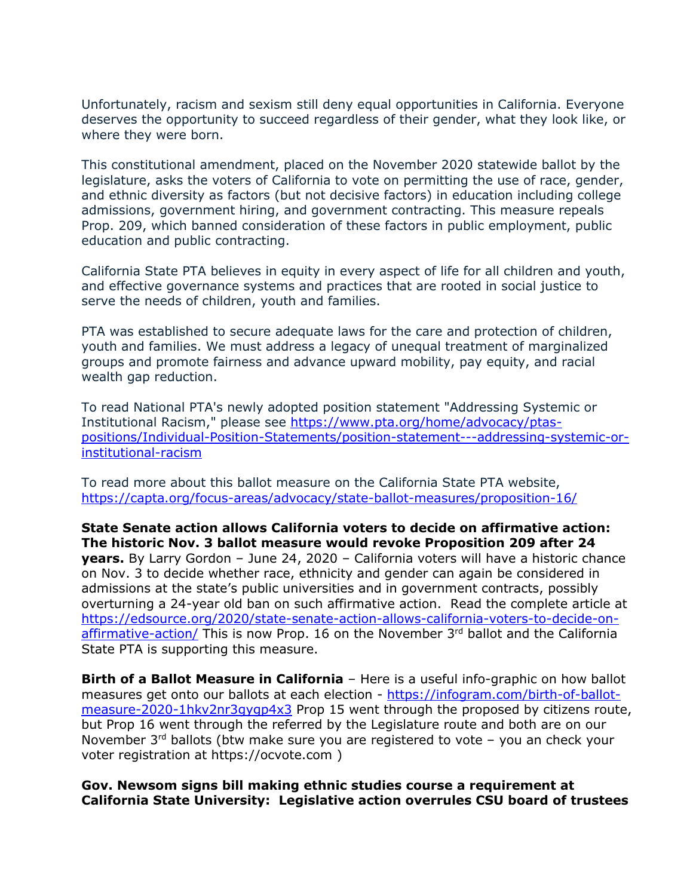Unfortunately, racism and sexism still deny equal opportunities in California. Everyone deserves the opportunity to succeed regardless of their gender, what they look like, or where they were born.

This constitutional amendment, placed on the November 2020 statewide ballot by the legislature, asks the voters of California to vote on permitting the use of race, gender, and ethnic diversity as factors (but not decisive factors) in education including college admissions, government hiring, and government contracting. This measure repeals Prop. 209, which banned consideration of these factors in public employment, public education and public contracting.

California State PTA believes in equity in every aspect of life for all children and youth, and effective governance systems and practices that are rooted in social justice to serve the needs of children, youth and families.

PTA was established to secure adequate laws for the care and protection of children, youth and families. We must address a legacy of unequal treatment of marginalized groups and promote fairness and advance upward mobility, pay equity, and racial wealth gap reduction.

To read National PTA's newly adopted position statement "Addressing Systemic or Institutional Racism," please see https://www.pta.org/home/advocacy/ptas-positions/Individual-Position-Statements/position-statement---addressing-systemic-or-institutional-racism

To read more about this ballot measure on the California State PTA website, https://capta.org/focus-areas/advocacy/state-ballot-measures/proposition-16/

**State Senate action allows California voters to decide on affirmative action: The historic Nov. 3 ballot measure would revoke Proposition 209 after 24 years.** By Larry Gordon – June 24, 2020 – California voters will have a historic chance on Nov. 3 to decide whether race, ethnicity and gender can again be considered in admissions at the state's public universities and in government contracts, possibly overturning a 24-year old ban on such affirmative action. Read the complete article at https://edsource.org/2020/state-senate-action-allows-california-voters-to-decide-on-affirmative-action/ This is now Prop. 16 on the November 3rd ballot and the California State PTA is supporting this measure.

**Birth of a Ballot Measure in California** – Here is a useful info-graphic on how ballot measures get onto our ballots at each election - https://infogram.com/birth-of-ballot-measure-2020-1hkv2nr3qygp4x3 Prop 15 went through the proposed by citizens route, but Prop 16 went through the referred by the Legislature route and both are on our November 3rd ballots (btw make sure you are registered to vote – you an check your voter registration at https://ocvote.com )

**Gov. Newsom signs bill making ethnic studies course a requirement at California State University: Legislative action overrules CSU board of trustees**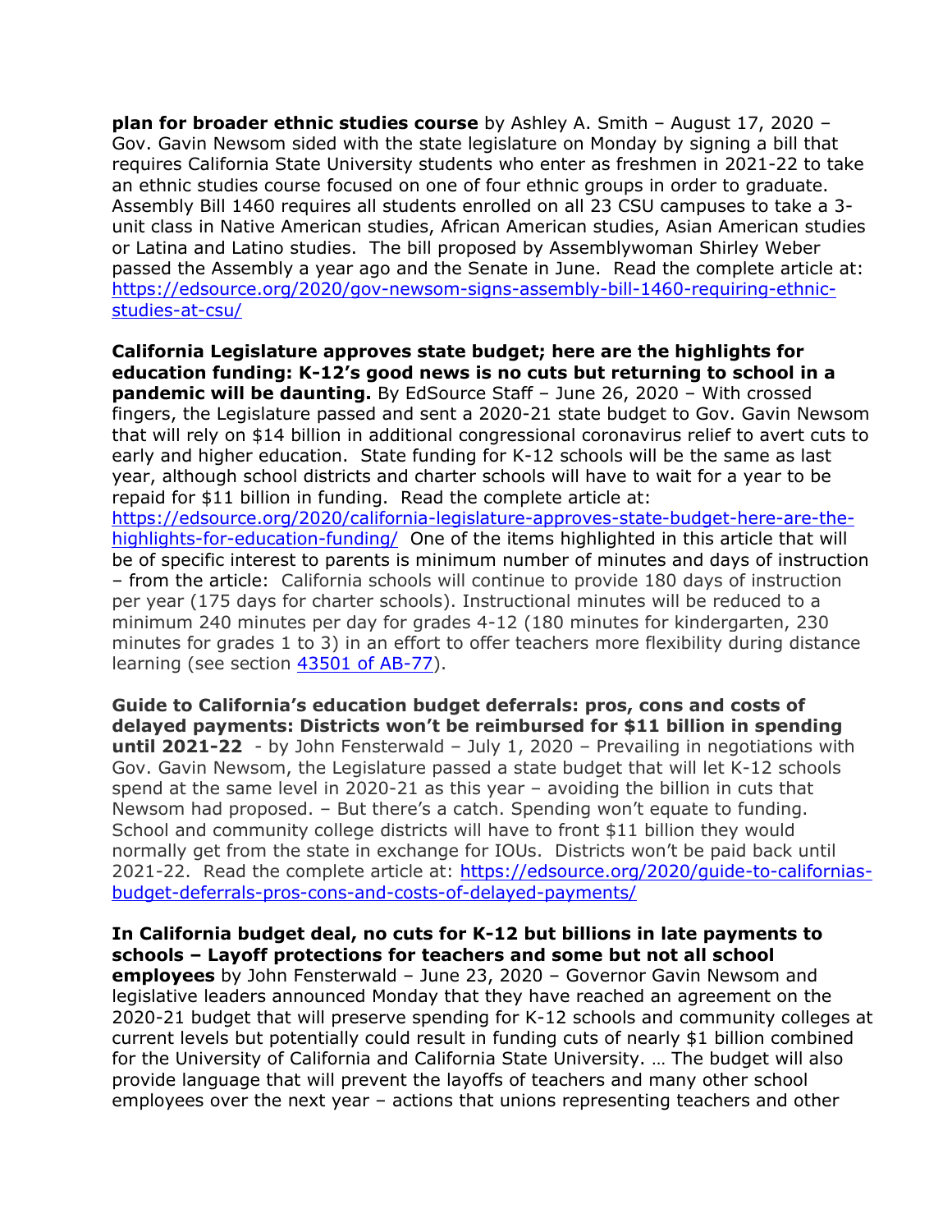**plan for broader ethnic studies course** by Ashley A. Smith – August 17, 2020 – Gov. Gavin Newsom sided with the state legislature on Monday by signing a bill that requires California State University students who enter as freshmen in 2021-22 to take an ethnic studies course focused on one of four ethnic groups in order to graduate. Assembly Bill 1460 requires all students enrolled on all 23 CSU campuses to take a 3-unit class in Native American studies, African American studies, Asian American studies or Latina and Latino studies. The bill proposed by Assemblywoman Shirley Weber passed the Assembly a year ago and the Senate in June. Read the complete article at: [https://edsource.org/2020/gov-newsom-signs-assembly-bill-1460-requiring-ethnic-studies-at-csu/](https://edsource.org/2020/gov-newsom-signs-assembly-bill-1460-requiring-ethnic-studies-at-csu/)

**California Legislature approves state budget; here are the highlights for education funding: K-12's good news is no cuts but returning to school in a pandemic will be daunting.** By EdSource Staff – June 26, 2020 – With crossed fingers, the Legislature passed and sent a 2020-21 state budget to Gov. Gavin Newsom that will rely on $14 billion in additional congressional coronavirus relief to avert cuts to early and higher education. State funding for K-12 schools will be the same as last year, although school districts and charter schools will have to wait for a year to be repaid for $11 billion in funding. Read the complete article at: [https://edsource.org/2020/california-legislature-approves-state-budget-here-are-the-highlights-for-education-funding/](https://edsource.org/2020/california-legislature-approves-state-budget-here-are-the-highlights-for-education-funding/) One of the items highlighted in this article that will be of specific interest to parents is minimum number of minutes and days of instruction – from the article: California schools will continue to provide 180 days of instruction per year (175 days for charter schools). Instructional minutes will be reduced to a minimum 240 minutes per day for grades 4-12 (180 minutes for kindergarten, 230 minutes for grades 1 to 3) in an effort to offer teachers more flexibility during distance learning (see section [43501 of AB-77](43501 of AB-77)).

**Guide to California's education budget deferrals: pros, cons and costs of delayed payments: Districts won't be reimbursed for $11 billion in spending until 2021-22** - by John Fensterwald – July 1, 2020 – Prevailing in negotiations with Gov. Gavin Newsom, the Legislature passed a state budget that will let K-12 schools spend at the same level in 2020-21 as this year – avoiding the billion in cuts that Newsom had proposed. – But there's a catch. Spending won't equate to funding. School and community college districts will have to front $11 billion they would normally get from the state in exchange for IOUs. Districts won't be paid back until 2021-22. Read the complete article at: [https://edsource.org/2020/guide-to-californias-budget-deferrals-pros-cons-and-costs-of-delayed-payments/](https://edsource.org/2020/guide-to-californias-budget-deferrals-pros-cons-and-costs-of-delayed-payments/)

**In California budget deal, no cuts for K-12 but billions in late payments to schools – Layoff protections for teachers and some but not all school employees** by John Fensterwald – June 23, 2020 – Governor Gavin Newsom and legislative leaders announced Monday that they have reached an agreement on the 2020-21 budget that will preserve spending for K-12 schools and community colleges at current levels but potentially could result in funding cuts of nearly $1 billion combined for the University of California and California State University. … The budget will also provide language that will prevent the layoffs of teachers and many other school employees over the next year – actions that unions representing teachers and other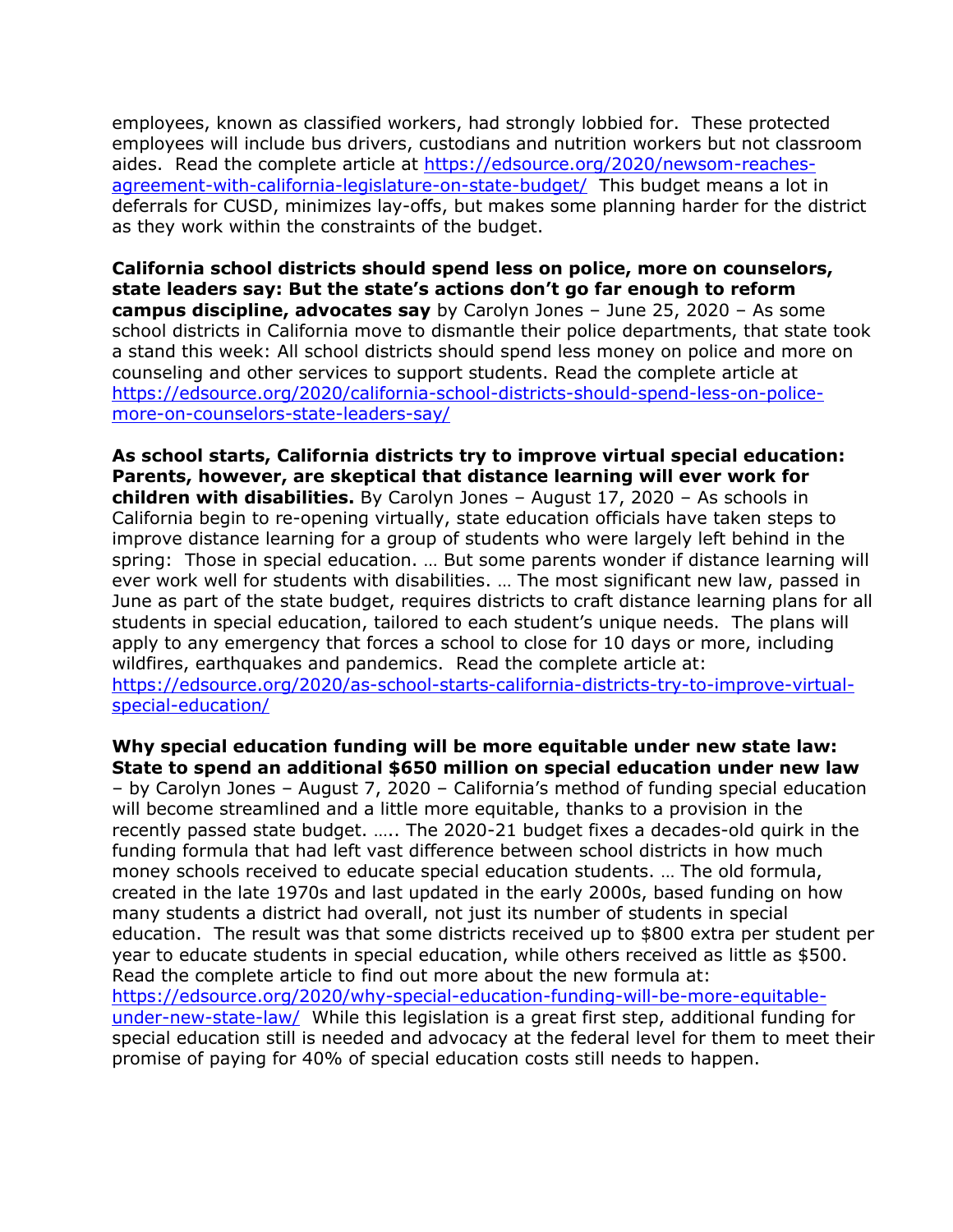employees, known as classified workers, had strongly lobbied for. These protected employees will include bus drivers, custodians and nutrition workers but not classroom aides. Read the complete article at https://edsource.org/2020/newsom-reaches-agreement-with-california-legislature-on-state-budget/ This budget means a lot in deferrals for CUSD, minimizes lay-offs, but makes some planning harder for the district as they work within the constraints of the budget.

**California school districts should spend less on police, more on counselors, state leaders say: But the state's actions don't go far enough to reform campus discipline, advocates say** by Carolyn Jones – June 25, 2020 – As some school districts in California move to dismantle their police departments, that state took a stand this week: All school districts should spend less money on police and more on counseling and other services to support students. Read the complete article at https://edsource.org/2020/california-school-districts-should-spend-less-on-police-more-on-counselors-state-leaders-say/

**As school starts, California districts try to improve virtual special education: Parents, however, are skeptical that distance learning will ever work for children with disabilities.** By Carolyn Jones – August 17, 2020 – As schools in California begin to re-opening virtually, state education officials have taken steps to improve distance learning for a group of students who were largely left behind in the spring: Those in special education. … But some parents wonder if distance learning will ever work well for students with disabilities. … The most significant new law, passed in June as part of the state budget, requires districts to craft distance learning plans for all students in special education, tailored to each student's unique needs. The plans will apply to any emergency that forces a school to close for 10 days or more, including wildfires, earthquakes and pandemics. Read the complete article at: https://edsource.org/2020/as-school-starts-california-districts-try-to-improve-virtual-special-education/

**Why special education funding will be more equitable under new state law: State to spend an additional $650 million on special education under new law** – by Carolyn Jones – August 7, 2020 – California's method of funding special education will become streamlined and a little more equitable, thanks to a provision in the recently passed state budget. ….. The 2020-21 budget fixes a decades-old quirk in the funding formula that had left vast difference between school districts in how much money schools received to educate special education students. … The old formula, created in the late 1970s and last updated in the early 2000s, based funding on how many students a district had overall, not just its number of students in special education. The result was that some districts received up to $800 extra per student per year to educate students in special education, while others received as little as $500. Read the complete article to find out more about the new formula at: https://edsource.org/2020/why-special-education-funding-will-be-more-equitable-under-new-state-law/ While this legislation is a great first step, additional funding for special education still is needed and advocacy at the federal level for them to meet their promise of paying for 40% of special education costs still needs to happen.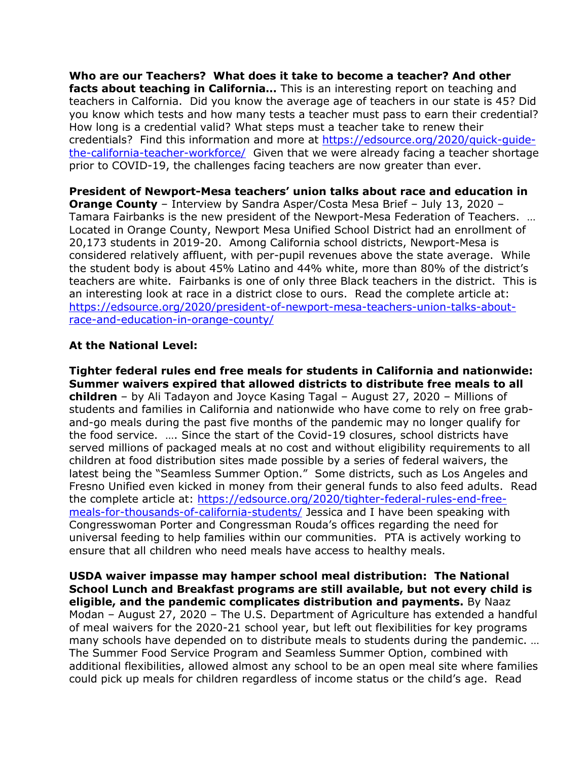**Who are our Teachers? What does it take to become a teacher? And other facts about teaching in California…** This is an interesting report on teaching and teachers in Calfornia. Did you know the average age of teachers in our state is 45? Did you know which tests and how many tests a teacher must pass to earn their credential? How long is a credential valid? What steps must a teacher take to renew their credentials? Find this information and more at https://edsource.org/2020/quick-guide-the-california-teacher-workforce/ Given that we were already facing a teacher shortage prior to COVID-19, the challenges facing teachers are now greater than ever.

**President of Newport-Mesa teachers' union talks about race and education in Orange County** – Interview by Sandra Asper/Costa Mesa Brief – July 13, 2020 – Tamara Fairbanks is the new president of the Newport-Mesa Federation of Teachers. … Located in Orange County, Newport Mesa Unified School District had an enrollment of 20,173 students in 2019-20. Among California school districts, Newport-Mesa is considered relatively affluent, with per-pupil revenues above the state average. While the student body is about 45% Latino and 44% white, more than 80% of the district's teachers are white. Fairbanks is one of only three Black teachers in the district. This is an interesting look at race in a district close to ours. Read the complete article at: https://edsource.org/2020/president-of-newport-mesa-teachers-union-talks-about-race-and-education-in-orange-county/

**At the National Level:**

**Tighter federal rules end free meals for students in California and nationwide: Summer waivers expired that allowed districts to distribute free meals to all children** – by Ali Tadayon and Joyce Kasing Tagal – August 27, 2020 – Millions of students and families in California and nationwide who have come to rely on free grab-and-go meals during the past five months of the pandemic may no longer qualify for the food service. …. Since the start of the Covid-19 closures, school districts have served millions of packaged meals at no cost and without eligibility requirements to all children at food distribution sites made possible by a series of federal waivers, the latest being the "Seamless Summer Option." Some districts, such as Los Angeles and Fresno Unified even kicked in money from their general funds to also feed adults. Read the complete article at: https://edsource.org/2020/tighter-federal-rules-end-free-meals-for-thousands-of-california-students/ Jessica and I have been speaking with Congresswoman Porter and Congressman Rouda's offices regarding the need for universal feeding to help families within our communities. PTA is actively working to ensure that all children who need meals have access to healthy meals.

**USDA waiver impasse may hamper school meal distribution: The National School Lunch and Breakfast programs are still available, but not every child is eligible, and the pandemic complicates distribution and payments.** By Naaz Modan – August 27, 2020 – The U.S. Department of Agriculture has extended a handful of meal waivers for the 2020-21 school year, but left out flexibilities for key programs many schools have depended on to distribute meals to students during the pandemic. … The Summer Food Service Program and Seamless Summer Option, combined with additional flexibilities, allowed almost any school to be an open meal site where families could pick up meals for children regardless of income status or the child's age. Read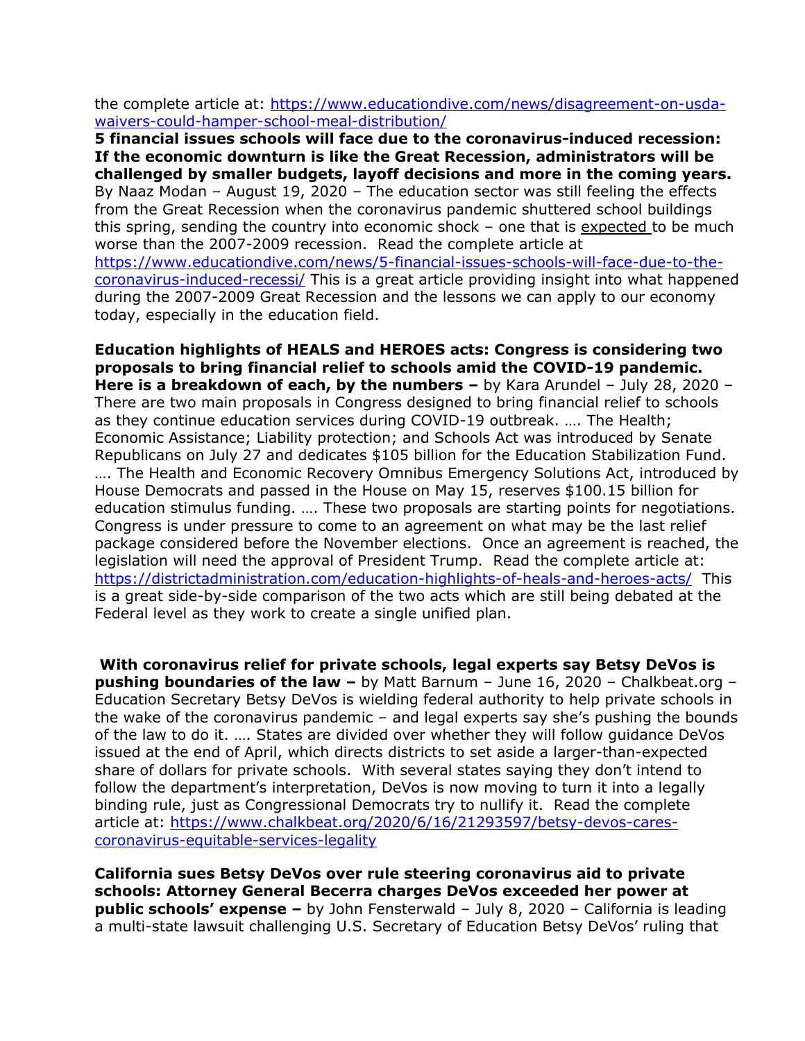the complete article at: https://www.educationdive.com/news/disagreement-on-usda-waivers-could-hamper-school-meal-distribution/

**5 financial issues schools will face due to the coronavirus-induced recession: If the economic downturn is like the Great Recession, administrators will be challenged by smaller budgets, layoff decisions and more in the coming years.** By Naaz Modan – August 19, 2020 – The education sector was still feeling the effects from the Great Recession when the coronavirus pandemic shuttered school buildings this spring, sending the country into economic shock – one that is expected to be much worse than the 2007-2009 recession. Read the complete article at https://www.educationdive.com/news/5-financial-issues-schools-will-face-due-to-the-coronavirus-induced-recessi/ This is a great article providing insight into what happened during the 2007-2009 Great Recession and the lessons we can apply to our economy today, especially in the education field.

**Education highlights of HEALS and HEROES acts: Congress is considering two proposals to bring financial relief to schools amid the COVID-19 pandemic. Here is a breakdown of each, by the numbers –** by Kara Arundel – July 28, 2020 – There are two main proposals in Congress designed to bring financial relief to schools as they continue education services during COVID-19 outbreak. …. The Health; Economic Assistance; Liability protection; and Schools Act was introduced by Senate Republicans on July 27 and dedicates $105 billion for the Education Stabilization Fund. …. The Health and Economic Recovery Omnibus Emergency Solutions Act, introduced by House Democrats and passed in the House on May 15, reserves $100.15 billion for education stimulus funding. …. These two proposals are starting points for negotiations. Congress is under pressure to come to an agreement on what may be the last relief package considered before the November elections. Once an agreement is reached, the legislation will need the approval of President Trump. Read the complete article at: https://districtadministration.com/education-highlights-of-heals-and-heroes-acts/ This is a great side-by-side comparison of the two acts which are still being debated at the Federal level as they work to create a single unified plan.

**With coronavirus relief for private schools, legal experts say Betsy DeVos is pushing boundaries of the law –** by Matt Barnum – June 16, 2020 – Chalkbeat.org – Education Secretary Betsy DeVos is wielding federal authority to help private schools in the wake of the coronavirus pandemic – and legal experts say she's pushing the bounds of the law to do it. …. States are divided over whether they will follow guidance DeVos issued at the end of April, which directs districts to set aside a larger-than-expected share of dollars for private schools. With several states saying they don't intend to follow the department's interpretation, DeVos is now moving to turn it into a legally binding rule, just as Congressional Democrats try to nullify it. Read the complete article at: https://www.chalkbeat.org/2020/6/16/21293597/betsy-devos-cares-coronavirus-equitable-services-legality

**California sues Betsy DeVos over rule steering coronavirus aid to private schools: Attorney General Becerra charges DeVos exceeded her power at public schools' expense –** by John Fensterwald – July 8, 2020 – California is leading a multi-state lawsuit challenging U.S. Secretary of Education Betsy DeVos' ruling that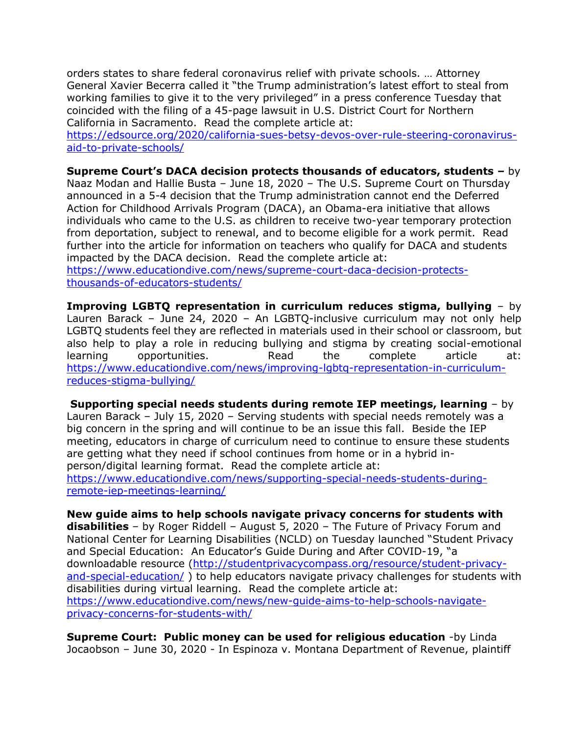orders states to share federal coronavirus relief with private schools. … Attorney General Xavier Becerra called it "the Trump administration's latest effort to steal from working families to give it to the very privileged" in a press conference Tuesday that coincided with the filing of a 45-page lawsuit in U.S. District Court for Northern California in Sacramento. Read the complete article at: [https://edsource.org/2020/california-sues-betsy-devos-over-rule-steering-coronavirus-aid-to-private-schools/](https://edsource.org/2020/california-sues-betsy-devos-over-rule-steering-coronavirus-aid-to-private-schools/)

**Supreme Court's DACA decision protects thousands of educators, students –** by Naaz Modan and Hallie Busta – June 18, 2020 – The U.S. Supreme Court on Thursday announced in a 5-4 decision that the Trump administration cannot end the Deferred Action for Childhood Arrivals Program (DACA), an Obama-era initiative that allows individuals who came to the U.S. as children to receive two-year temporary protection from deportation, subject to renewal, and to become eligible for a work permit. Read further into the article for information on teachers who qualify for DACA and students impacted by the DACA decision. Read the complete article at: [https://www.educationdive.com/news/supreme-court-daca-decision-protects-thousands-of-educators-students/](https://www.educationdive.com/news/supreme-court-daca-decision-protects-thousands-of-educators-students/)

**Improving LGBTQ representation in curriculum reduces stigma, bullying** – by Lauren Barack – June 24, 2020 – An LGBTQ-inclusive curriculum may not only help LGBTQ students feel they are reflected in materials used in their school or classroom, but also help to play a role in reducing bullying and stigma by creating social-emotional learning opportunities. Read the complete article at: [https://www.educationdive.com/news/improving-lgbtq-representation-in-curriculum-reduces-stigma-bullying/](https://www.educationdive.com/news/improving-lgbtq-representation-in-curriculum-reduces-stigma-bullying/)

**Supporting special needs students during remote IEP meetings, learning** – by Lauren Barack – July 15, 2020 – Serving students with special needs remotely was a big concern in the spring and will continue to be an issue this fall. Beside the IEP meeting, educators in charge of curriculum need to continue to ensure these students are getting what they need if school continues from home or in a hybrid in-person/digital learning format. Read the complete article at: [https://www.educationdive.com/news/supporting-special-needs-students-during-remote-iep-meetings-learning/](https://www.educationdive.com/news/supporting-special-needs-students-during-remote-iep-meetings-learning/)

**New guide aims to help schools navigate privacy concerns for students with disabilities** – by Roger Riddell – August 5, 2020 – The Future of Privacy Forum and National Center for Learning Disabilities (NCLD) on Tuesday launched "Student Privacy and Special Education: An Educator's Guide During and After COVID-19, "a downloadable resource ([http://studentprivacycompass.org/resource/student-privacy-and-special-education/](http://studentprivacycompass.org/resource/student-privacy-and-special-education/) ) to help educators navigate privacy challenges for students with disabilities during virtual learning. Read the complete article at: [https://www.educationdive.com/news/new-guide-aims-to-help-schools-navigate-privacy-concerns-for-students-with/](https://www.educationdive.com/news/new-guide-aims-to-help-schools-navigate-privacy-concerns-for-students-with/)

**Supreme Court: Public money can be used for religious education** -by Linda Jocaobson – June 30, 2020 - In Espinoza v. Montana Department of Revenue, plaintiff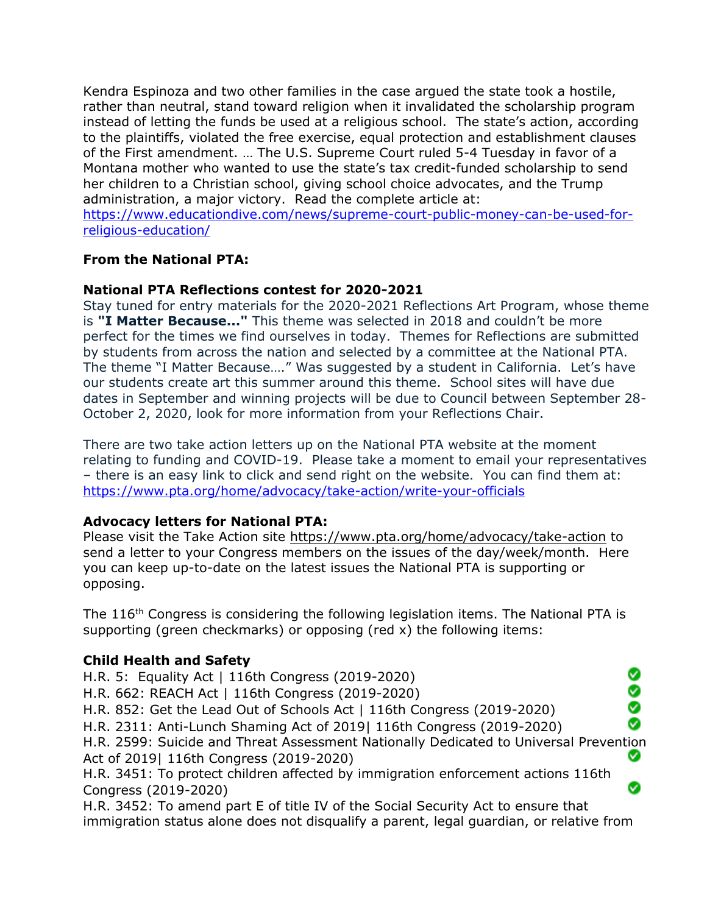Kendra Espinoza and two other families in the case argued the state took a hostile, rather than neutral, stand toward religion when it invalidated the scholarship program instead of letting the funds be used at a religious school. The state's action, according to the plaintiffs, violated the free exercise, equal protection and establishment clauses of the First amendment. … The U.S. Supreme Court ruled 5-4 Tuesday in favor of a Montana mother who wanted to use the state's tax credit-funded scholarship to send her children to a Christian school, giving school choice advocates, and the Trump administration, a major victory. Read the complete article at: [https://www.educationdive.com/news/supreme-court-public-money-can-be-used-for-religious-education/](https://www.educationdive.com/news/supreme-court-public-money-can-be-used-for-religious-education/)

**From the National PTA:**

**National PTA Reflections contest for 2020-2021**

Stay tuned for entry materials for the 2020-2021 Reflections Art Program, whose theme is **"I Matter Because…"** This theme was selected in 2018 and couldn't be more perfect for the times we find ourselves in today. Themes for Reflections are submitted by students from across the nation and selected by a committee at the National PTA. The theme "I Matter Because…." Was suggested by a student in California. Let's have our students create art this summer around this theme. School sites will have due dates in September and winning projects will be due to Council between September 28-October 2, 2020, look for more information from your Reflections Chair.

There are two take action letters up on the National PTA website at the moment relating to funding and COVID-19. Please take a moment to email your representatives – there is an easy link to click and send right on the website. You can find them at: [https://www.pta.org/home/advocacy/take-action/write-your-officials](https://www.pta.org/home/advocacy/take-action/write-your-officials)

**Advocacy letters for National PTA:**

Please visit the Take Action site https://www.pta.org/home/advocacy/take-action to send a letter to your Congress members on the issues of the day/week/month. Here you can keep up-to-date on the latest issues the National PTA is supporting or opposing.

The 116th Congress is considering the following legislation items. The National PTA is supporting (green checkmarks) or opposing (red x) the following items:

**Child Health and Safety**

H.R. 5: Equality Act | 116th Congress (2019-2020) ✅
H.R. 662: REACH Act | 116th Congress (2019-2020) ✅
H.R. 852: Get the Lead Out of Schools Act | 116th Congress (2019-2020) ✅
H.R. 2311: Anti-Lunch Shaming Act of 2019| 116th Congress (2019-2020) ✅
H.R. 2599: Suicide and Threat Assessment Nationally Dedicated to Universal Prevention Act of 2019| 116th Congress (2019-2020) ✅
H.R. 3451: To protect children affected by immigration enforcement actions 116th Congress (2019-2020) ✅
H.R. 3452: To amend part E of title IV of the Social Security Act to ensure that immigration status alone does not disqualify a parent, legal guardian, or relative from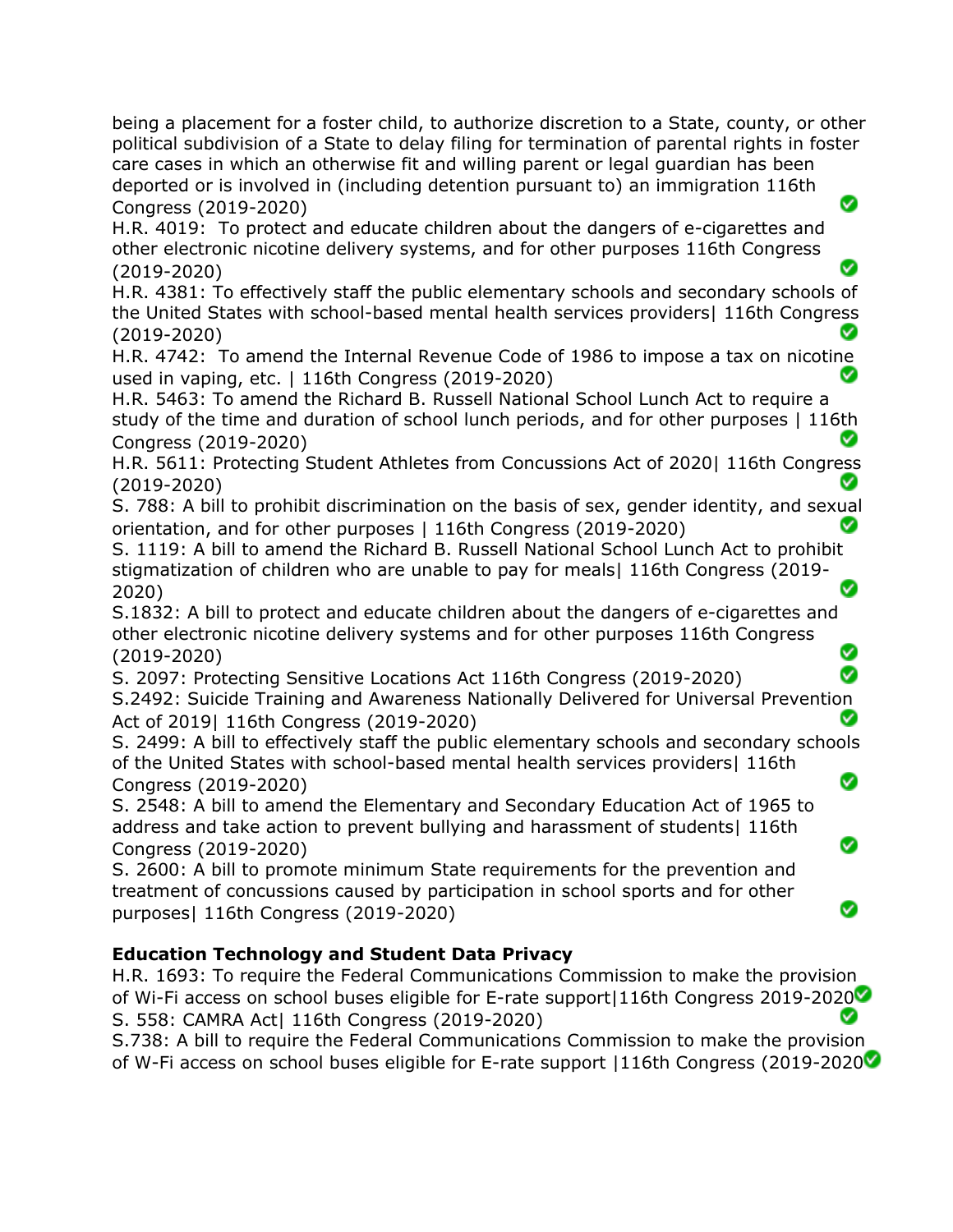being a placement for a foster child, to authorize discretion to a State, county, or other political subdivision of a State to delay filing for termination of parental rights in foster care cases in which an otherwise fit and willing parent or legal guardian has been deported or is involved in (including detention pursuant to) an immigration 116th Congress (2019-2020) ✅

H.R. 4019: To protect and educate children about the dangers of e-cigarettes and other electronic nicotine delivery systems, and for other purposes 116th Congress (2019-2020) ✅

H.R. 4381: To effectively staff the public elementary schools and secondary schools of the United States with school-based mental health services providers| 116th Congress (2019-2020) ✅

H.R. 4742: To amend the Internal Revenue Code of 1986 to impose a tax on nicotine used in vaping, etc. | 116th Congress (2019-2020) ✅

H.R. 5463: To amend the Richard B. Russell National School Lunch Act to require a study of the time and duration of school lunch periods, and for other purposes | 116th Congress (2019-2020) ✅

H.R. 5611: Protecting Student Athletes from Concussions Act of 2020| 116th Congress (2019-2020) ✅

S. 788: A bill to prohibit discrimination on the basis of sex, gender identity, and sexual orientation, and for other purposes | 116th Congress (2019-2020) ✅

S. 1119: A bill to amend the Richard B. Russell National School Lunch Act to prohibit stigmatization of children who are unable to pay for meals| 116th Congress (2019-2020) ✅

S.1832: A bill to protect and educate children about the dangers of e-cigarettes and other electronic nicotine delivery systems and for other purposes 116th Congress (2019-2020) ✅

S. 2097: Protecting Sensitive Locations Act 116th Congress (2019-2020) ✅

S.2492: Suicide Training and Awareness Nationally Delivered for Universal Prevention Act of 2019| 116th Congress (2019-2020) ✅

S. 2499: A bill to effectively staff the public elementary schools and secondary schools of the United States with school-based mental health services providers| 116th Congress (2019-2020) ✅

S. 2548: A bill to amend the Elementary and Secondary Education Act of 1965 to address and take action to prevent bullying and harassment of students| 116th Congress (2019-2020) ✅

S. 2600: A bill to promote minimum State requirements for the prevention and treatment of concussions caused by participation in school sports and for other purposes| 116th Congress (2019-2020) ✅

**Education Technology and Student Data Privacy**

H.R. 1693: To require the Federal Communications Commission to make the provision of Wi-Fi access on school buses eligible for E-rate support|116th Congress 2019-2020 ✅

S. 558: CAMRA Act| 116th Congress (2019-2020) ✅

S.738: A bill to require the Federal Communications Commission to make the provision of W-Fi access on school buses eligible for E-rate support |116th Congress (2019-2020 ✅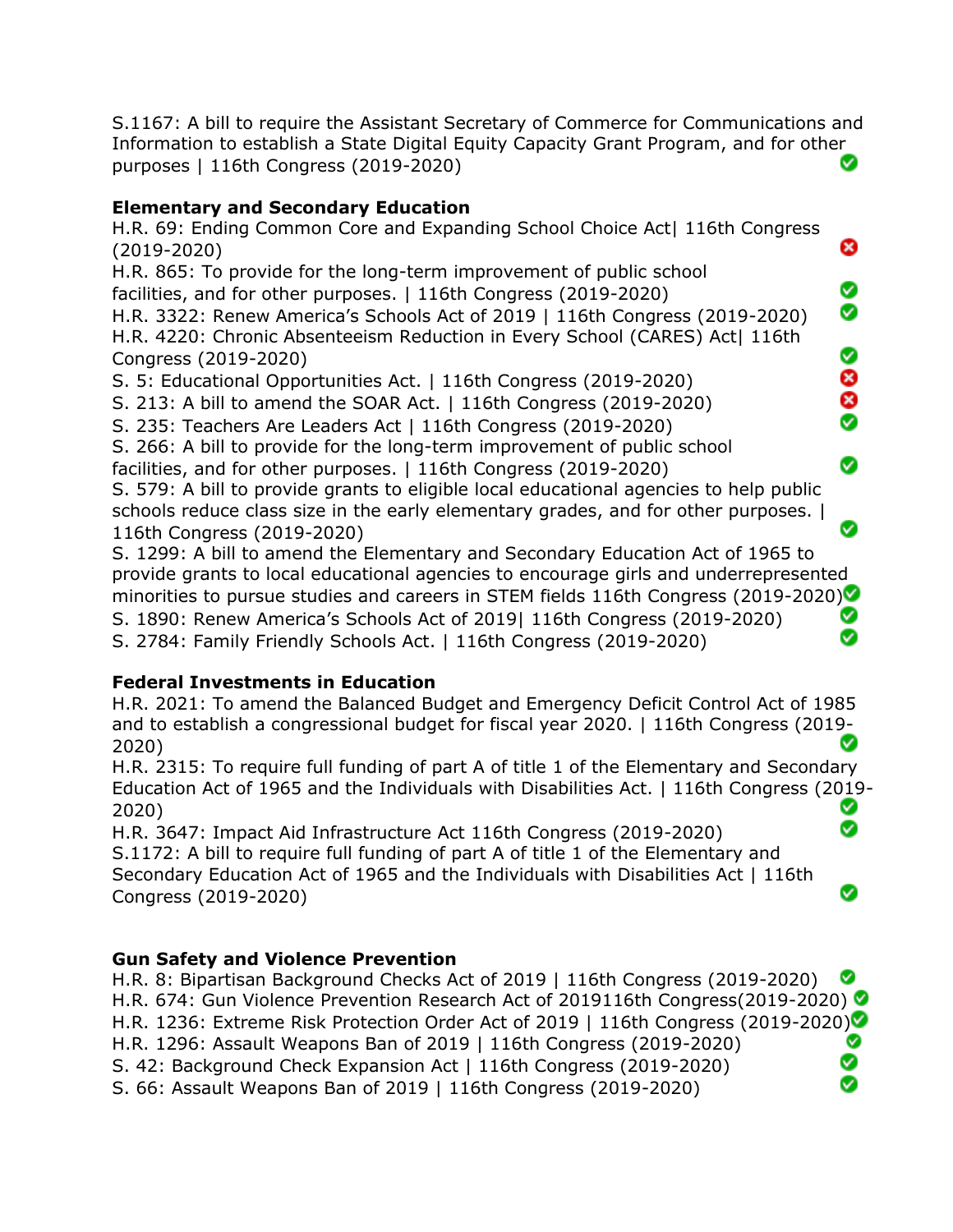S.1167: A bill to require the Assistant Secretary of Commerce for Communications and Information to establish a State Digital Equity Capacity Grant Program, and for other purposes | 116th Congress (2019-2020) ✅

**Elementary and Secondary Education**

H.R. 69: Ending Common Core and Expanding School Choice Act| 116th Congress (2019-2020) ❌
H.R. 865: To provide for the long-term improvement of public school facilities, and for other purposes. | 116th Congress (2019-2020) ✅
H.R. 3322: Renew America's Schools Act of 2019 | 116th Congress (2019-2020) ✅
H.R. 4220: Chronic Absenteeism Reduction in Every School (CARES) Act| 116th Congress (2019-2020) ✅
S. 5: Educational Opportunities Act. | 116th Congress (2019-2020) ❌
S. 213: A bill to amend the SOAR Act. | 116th Congress (2019-2020) ❌
S. 235: Teachers Are Leaders Act | 116th Congress (2019-2020) ✅
S. 266: A bill to provide for the long-term improvement of public school facilities, and for other purposes. | 116th Congress (2019-2020) ✅
S. 579: A bill to provide grants to eligible local educational agencies to help public schools reduce class size in the early elementary grades, and for other purposes. | 116th Congress (2019-2020) ✅
S. 1299: A bill to amend the Elementary and Secondary Education Act of 1965 to provide grants to local educational agencies to encourage girls and underrepresented minorities to pursue studies and careers in STEM fields 116th Congress (2019-2020) ✅
S. 1890: Renew America's Schools Act of 2019| 116th Congress (2019-2020) ✅
S. 2784: Family Friendly Schools Act. | 116th Congress (2019-2020) ✅

**Federal Investments in Education**

H.R. 2021: To amend the Balanced Budget and Emergency Deficit Control Act of 1985 and to establish a congressional budget for fiscal year 2020. | 116th Congress (2019-2020) ✅
H.R. 2315: To require full funding of part A of title 1 of the Elementary and Secondary Education Act of 1965 and the Individuals with Disabilities Act. | 116th Congress (2019-2020) ✅
H.R. 3647: Impact Aid Infrastructure Act 116th Congress (2019-2020) ✅
S.1172: A bill to require full funding of part A of title 1 of the Elementary and Secondary Education Act of 1965 and the Individuals with Disabilities Act | 116th Congress (2019-2020) ✅

**Gun Safety and Violence Prevention**

H.R. 8: Bipartisan Background Checks Act of 2019 | 116th Congress (2019-2020) ✅
H.R. 674: Gun Violence Prevention Research Act of 2019116th Congress(2019-2020) ✅
H.R. 1236: Extreme Risk Protection Order Act of 2019 | 116th Congress (2019-2020) ✅
H.R. 1296: Assault Weapons Ban of 2019 | 116th Congress (2019-2020) ✅
S. 42: Background Check Expansion Act | 116th Congress (2019-2020) ✅
S. 66: Assault Weapons Ban of 2019 | 116th Congress (2019-2020) ✅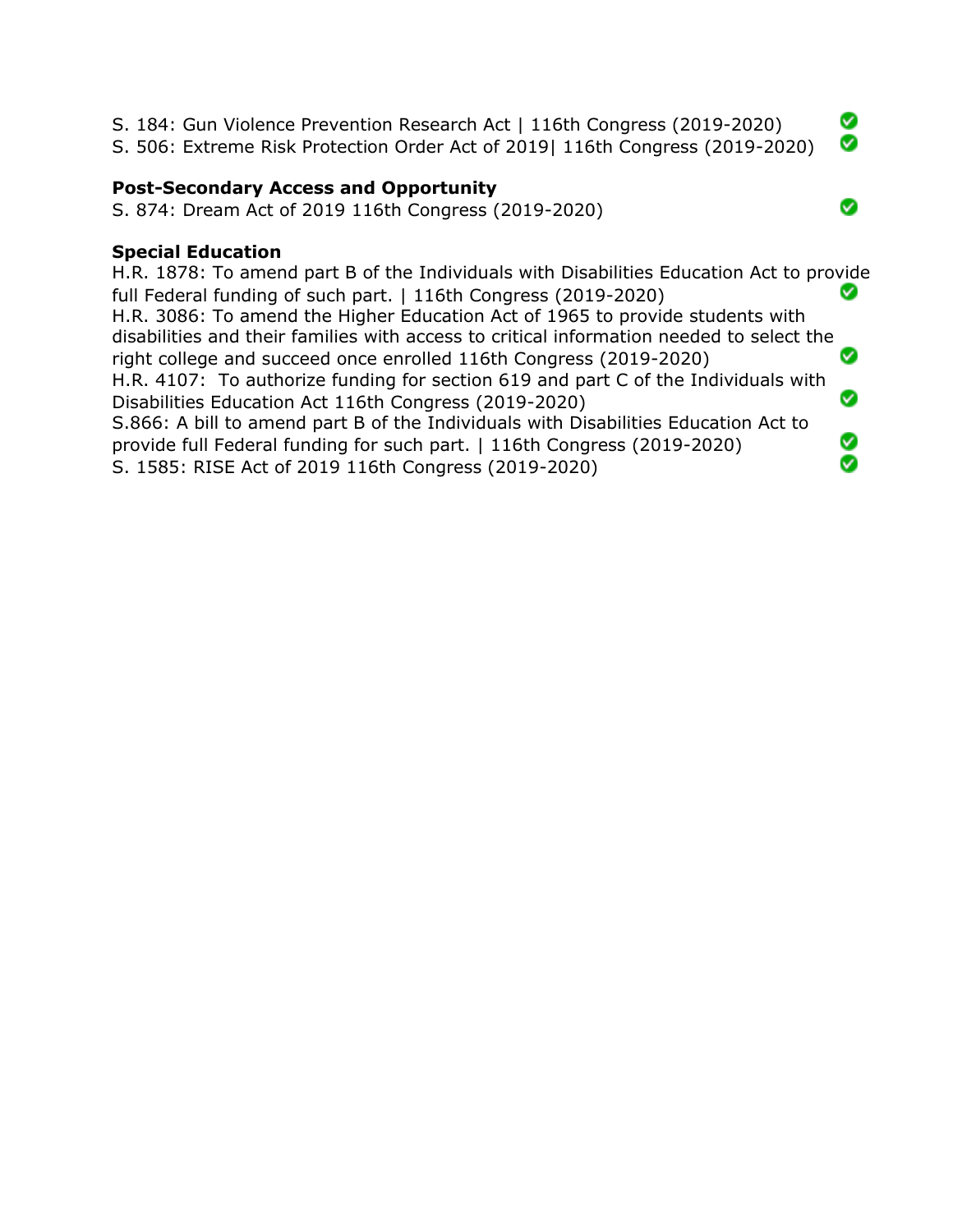S. 184: Gun Violence Prevention Research Act | 116th Congress (2019-2020) ✅
S. 506: Extreme Risk Protection Order Act of 2019| 116th Congress (2019-2020) ✅

**Post-Secondary Access and Opportunity**
S. 874: Dream Act of 2019 116th Congress (2019-2020) ✅

**Special Education**
H.R. 1878: To amend part B of the Individuals with Disabilities Education Act to provide full Federal funding of such part. | 116th Congress (2019-2020) ✅
H.R. 3086: To amend the Higher Education Act of 1965 to provide students with disabilities and their families with access to critical information needed to select the right college and succeed once enrolled 116th Congress (2019-2020) ✅
H.R. 4107: To authorize funding for section 619 and part C of the Individuals with Disabilities Education Act 116th Congress (2019-2020) ✅
S.866: A bill to amend part B of the Individuals with Disabilities Education Act to provide full Federal funding for such part. | 116th Congress (2019-2020) ✅
S. 1585: RISE Act of 2019 116th Congress (2019-2020) ✅